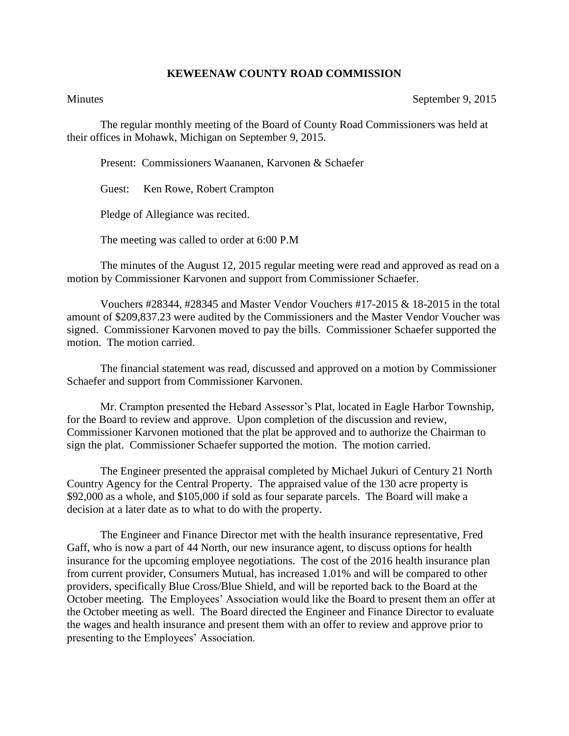# KEWEENAW COUNTY ROAD COMMISSION

Minutes September 9, 2015

The regular monthly meeting of the Board of County Road Commissioners was held at their offices in Mohawk, Michigan on September 9, 2015.

Present: Commissioners Waananen, Karvonen & Schaefer

Guest: Ken Rowe, Robert Crampton

Pledge of Allegiance was recited.

The meeting was called to order at 6:00 P.M

The minutes of the August 12, 2015 regular meeting were read and approved as read on a motion by Commissioner Karvonen and support from Commissioner Schaefer.

Vouchers #28344, #28345 and Master Vendor Vouchers #17-2015 & 18-2015 in the total amount of $209,837.23 were audited by the Commissioners and the Master Vendor Voucher was signed. Commissioner Karvonen moved to pay the bills. Commissioner Schaefer supported the motion. The motion carried.

The financial statement was read, discussed and approved on a motion by Commissioner Schaefer and support from Commissioner Karvonen.

Mr. Crampton presented the Hebard Assessor's Plat, located in Eagle Harbor Township, for the Board to review and approve. Upon completion of the discussion and review, Commissioner Karvonen motioned that the plat be approved and to authorize the Chairman to sign the plat. Commissioner Schaefer supported the motion. The motion carried.

The Engineer presented the appraisal completed by Michael Jukuri of Century 21 North Country Agency for the Central Property. The appraised value of the 130 acre property is $92,000 as a whole, and $105,000 if sold as four separate parcels. The Board will make a decision at a later date as to what to do with the property.

The Engineer and Finance Director met with the health insurance representative, Fred Gaff, who is now a part of 44 North, our new insurance agent, to discuss options for health insurance for the upcoming employee negotiations. The cost of the 2016 health insurance plan from current provider, Consumers Mutual, has increased 1.01% and will be compared to other providers, specifically Blue Cross/Blue Shield, and will be reported back to the Board at the October meeting. The Employees' Association would like the Board to present them an offer at the October meeting as well. The Board directed the Engineer and Finance Director to evaluate the wages and health insurance and present them with an offer to review and approve prior to presenting to the Employees' Association.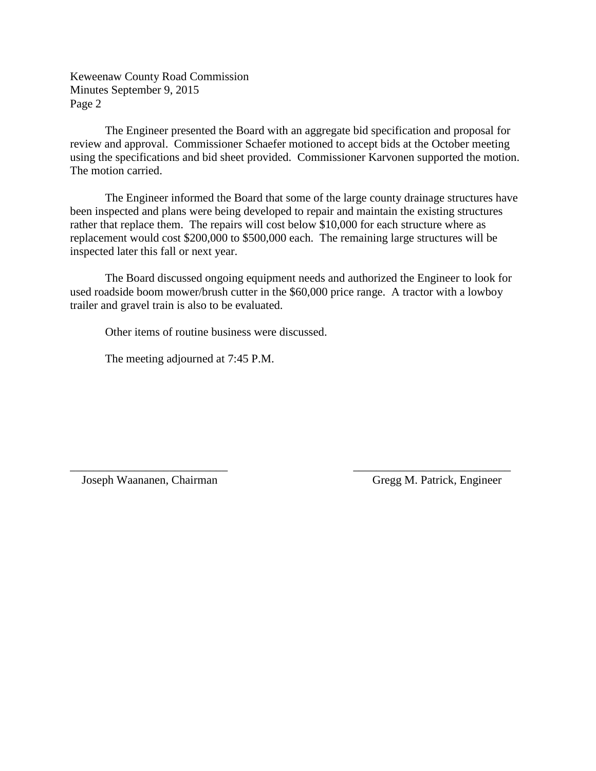The Engineer presented the Board with an aggregate bid specification and proposal for review and approval. Commissioner Schaefer motioned to accept bids at the October meeting using the specifications and bid sheet provided. Commissioner Karvonen supported the motion. The motion carried.

The Engineer informed the Board that some of the large county drainage structures have been inspected and plans were being developed to repair and maintain the existing structures rather that replace them. The repairs will cost below $10,000 for each structure where as replacement would cost $200,000 to $500,000 each. The remaining large structures will be inspected later this fall or next year.

The Board discussed ongoing equipment needs and authorized the Engineer to look for used roadside boom mower/brush cutter in the $60,000 price range. A tractor with a lowboy trailer and gravel train is also to be evaluated.

Other items of routine business were discussed.

The meeting adjourned at 7:45 P.M.

\_\_\_\_\_\_\_\_\_\_\_\_\_\_\_\_\_\_\_\_\_\_\_\_\_\_\_ \_\_\_\_\_\_\_\_\_\_\_\_\_\_\_\_\_\_\_\_\_\_\_\_\_\_\_

Joseph Waananen, Chairman Gregg M. Patrick, Engineer